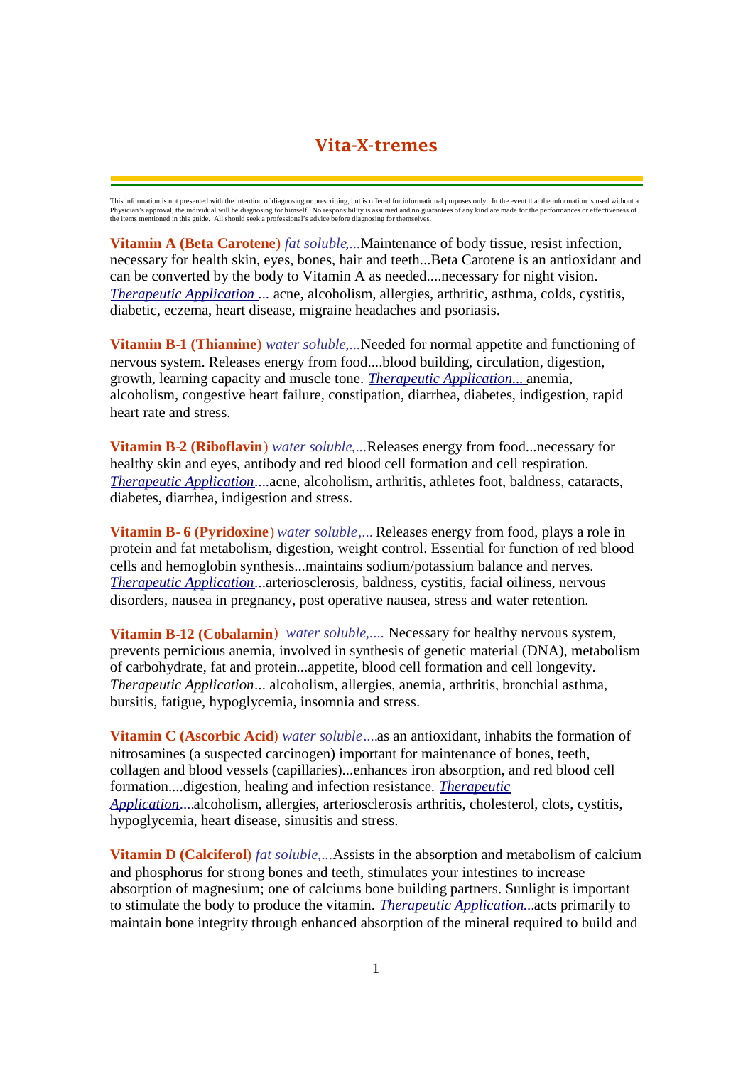# Vita-X-tremes

This information is not presented with the intention of diagnosing or prescribing, but is offered for informational purposes only. In the event that the information is used without a Physician's approval, the individual will be diagnosing for himself. No responsibility is assumed and no guarantees of any kind are made for the performances or effectiveness of the items mentioned in this guide. All should seek a professional's advice before diagnosing for themselves.

**Vitamin A (Beta Carotene)** *fat soluble,...*Maintenance of body tissue, resist infection, necessary for health skin, eyes, bones, hair and teeth...Beta Carotene is an antioxidant and can be converted by the body to Vitamin A as needed....necessary for night vision. *Therapeutic Application ...* acne, alcoholism, allergies, arthritic, asthma, colds, cystitis, diabetic, eczema, heart disease, migraine headaches and psoriasis.

**Vitamin B-1 (Thiamine)** *water soluble,...*Needed for normal appetite and functioning of nervous system. Releases energy from food....blood building, circulation, digestion, growth, learning capacity and muscle tone. *Therapeutic Application...* anemia, alcoholism, congestive heart failure, constipation, diarrhea, diabetes, indigestion, rapid heart rate and stress.

**Vitamin B-2 (Riboflavin)** *water soluble,...*Releases energy from food...necessary for healthy skin and eyes, antibody and red blood cell formation and cell respiration. *Therapeutic Application*....acne, alcoholism, arthritis, athletes foot, baldness, cataracts, diabetes, diarrhea, indigestion and stress.

**Vitamin B- 6 (Pyridoxine)** *water soluble,...* Releases energy from food, plays a role in protein and fat metabolism, digestion, weight control. Essential for function of red blood cells and hemoglobin synthesis...maintains sodium/potassium balance and nerves. *Therapeutic Application*...arteriosclerosis, baldness, cystitis, facial oiliness, nervous disorders, nausea in pregnancy, post operative nausea, stress and water retention.

**Vitamin B-12 (Cobalamin)** *water soluble,....* Necessary for healthy nervous system, prevents pernicious anemia, involved in synthesis of genetic material (DNA), metabolism of carbohydrate, fat and protein...appetite, blood cell formation and cell longevity. *Therapeutic Application*... alcoholism, allergies, anemia, arthritis, bronchial asthma, bursitis, fatigue, hypoglycemia, insomnia and stress.

**Vitamin C (Ascorbic Acid)** *water soluble....*as an antioxidant, inhabits the formation of nitrosamines (a suspected carcinogen) important for maintenance of bones, teeth, collagen and blood vessels (capillaries)...enhances iron absorption, and red blood cell formation....digestion, healing and infection resistance. *Therapeutic Application....*alcoholism, allergies, arteriosclerosis arthritis, cholesterol, clots, cystitis, hypoglycemia, heart disease, sinusitis and stress.

**Vitamin D (Calciferol)** *fat soluble,...*Assists in the absorption and metabolism of calcium and phosphorus for strong bones and teeth, stimulates your intestines to increase absorption of magnesium; one of calciums bone building partners. Sunlight is important to stimulate the body to produce the vitamin. *Therapeutic Application...*acts primarily to maintain bone integrity through enhanced absorption of the mineral required to build and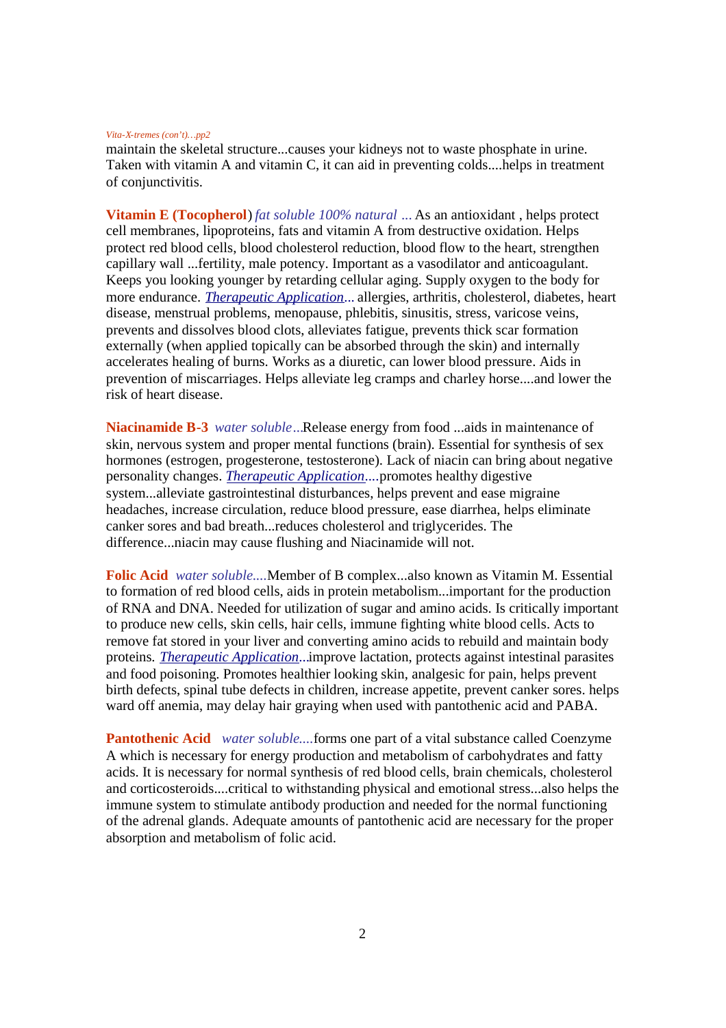maintain the skeletal structure...causes your kidneys not to waste phosphate in urine. Taken with vitamin A and vitamin C, it can aid in preventing colds....helps in treatment of conjunctivitis.

**Vitamin E (Tocopherol**) *fat soluble 100% natural ...* As an antioxidant , helps protect cell membranes, lipoproteins, fats and vitamin A from destructive oxidation. Helps protect red blood cells, blood cholesterol reduction, blood flow to the heart, strengthen capillary wall ...fertility, male potency. Important as a vasodilator and anticoagulant. Keeps you looking younger by retarding cellular aging. Supply oxygen to the body for more endurance. ***Therapeutic Application****...* allergies, arthritis, cholesterol, diabetes, heart disease, menstrual problems, menopause, phlebitis, sinusitis, stress, varicose veins, prevents and dissolves blood clots, alleviates fatigue, prevents thick scar formation externally (when applied topically can be absorbed through the skin) and internally accelerates healing of burns. Works as a diuretic, can lower blood pressure. Aids in prevention of miscarriages. Helps alleviate leg cramps and charley horse....and lower the risk of heart disease.

**Niacinamide B-3** *water soluble...*Release energy from food ...aids in maintenance of skin, nervous system and proper mental functions (brain). Essential for synthesis of sex hormones (estrogen, progesterone, testosterone). Lack of niacin can bring about negative personality changes. ***Therapeutic Application****....*promotes healthy digestive system...alleviate gastrointestinal disturbances, helps prevent and ease migraine headaches, increase circulation, reduce blood pressure, ease diarrhea, helps eliminate canker sores and bad breath...reduces cholesterol and triglycerides. The difference...niacin may cause flushing and Niacinamide will not.

**Folic Acid** *water soluble....*Member of B complex...also known as Vitamin M. Essential to formation of red blood cells, aids in protein metabolism...important for the production of RNA and DNA. Needed for utilization of sugar and amino acids. Is critically important to produce new cells, skin cells, hair cells, immune fighting white blood cells. Acts to remove fat stored in your liver and converting amino acids to rebuild and maintain body proteins. ***Therapeutic Application****...*improve lactation, protects against intestinal parasites and food poisoning. Promotes healthier looking skin, analgesic for pain, helps prevent birth defects, spinal tube defects in children, increase appetite, prevent canker sores. helps ward off anemia, may delay hair graying when used with pantothenic acid and PABA.

**Pantothenic Acid** *water soluble....*forms one part of a vital substance called Coenzyme A which is necessary for energy production and metabolism of carbohydrates and fatty acids. It is necessary for normal synthesis of red blood cells, brain chemicals, cholesterol and corticosteroids....critical to withstanding physical and emotional stress...also helps the immune system to stimulate antibody production and needed for the normal functioning of the adrenal glands. Adequate amounts of pantothenic acid are necessary for the proper absorption and metabolism of folic acid.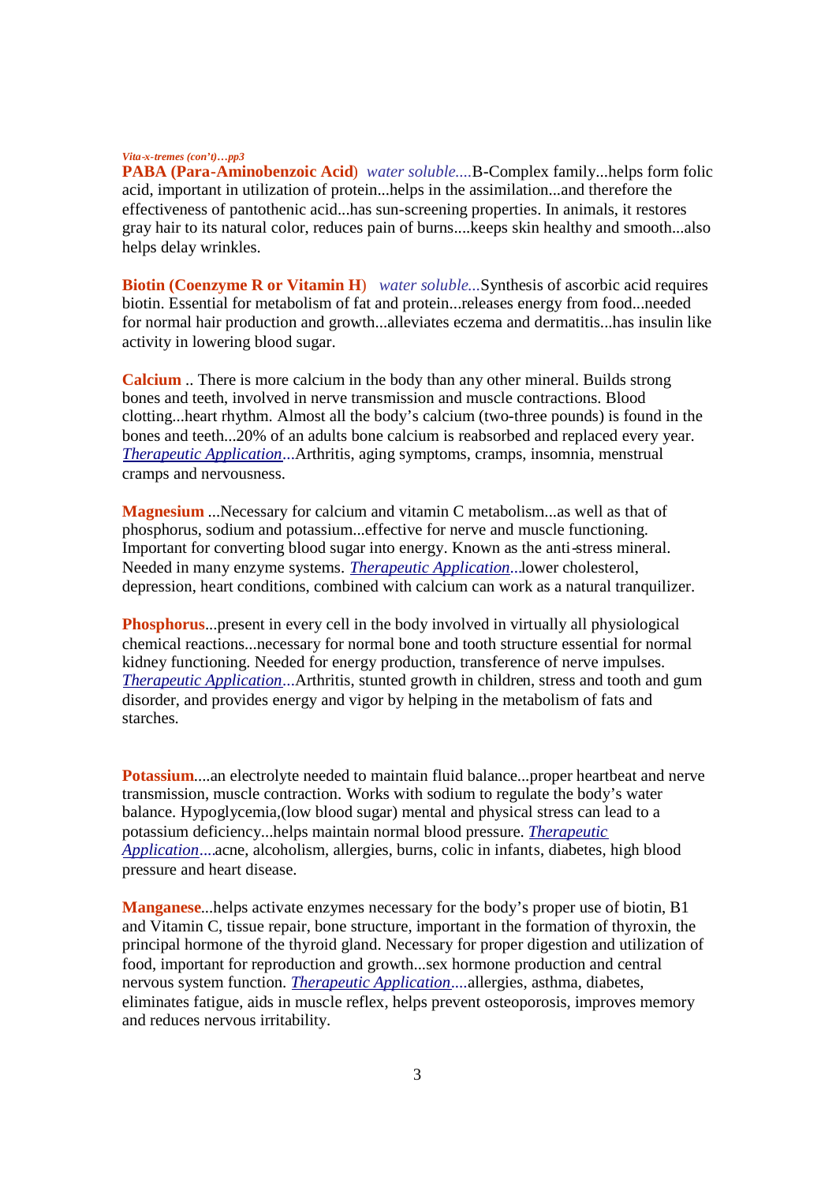*Vita-x-tremes (con't)…pp3*

**PABA (Para-Aminobenzoic Acid**) *water soluble....*B-Complex family...helps form folic acid, important in utilization of protein...helps in the assimilation...and therefore the effectiveness of pantothenic acid...has sun-screening properties. In animals, it restores gray hair to its natural color, reduces pain of burns....keeps skin healthy and smooth...also helps delay wrinkles.

**Biotin (Coenzyme R or Vitamin H**) *water soluble...*Synthesis of ascorbic acid requires biotin. Essential for metabolism of fat and protein...releases energy from food...needed for normal hair production and growth...alleviates eczema and dermatitis...has insulin like activity in lowering blood sugar.

**Calcium** .. There is more calcium in the body than any other mineral. Builds strong bones and teeth, involved in nerve transmission and muscle contractions. Blood clotting...heart rhythm. Almost all the body's calcium (two-three pounds) is found in the bones and teeth...20% of an adults bone calcium is reabsorbed and replaced every year. *Therapeutic Application*...Arthritis, aging symptoms, cramps, insomnia, menstrual cramps and nervousness.

**Magnesium** ...Necessary for calcium and vitamin C metabolism...as well as that of phosphorus, sodium and potassium...effective for nerve and muscle functioning. Important for converting blood sugar into energy. Known as the anti-stress mineral. Needed in many enzyme systems. *Therapeutic Application*...lower cholesterol, depression, heart conditions, combined with calcium can work as a natural tranquilizer.

**Phosphorus**...present in every cell in the body involved in virtually all physiological chemical reactions...necessary for normal bone and tooth structure essential for normal kidney functioning. Needed for energy production, transference of nerve impulses. *Therapeutic Application*...Arthritis, stunted growth in children, stress and tooth and gum disorder, and provides energy and vigor by helping in the metabolism of fats and starches.

**Potassium**....an electrolyte needed to maintain fluid balance...proper heartbeat and nerve transmission, muscle contraction. Works with sodium to regulate the body's water balance. Hypoglycemia,(low blood sugar) mental and physical stress can lead to a potassium deficiency...helps maintain normal blood pressure. *Therapeutic Application*....acne, alcoholism, allergies, burns, colic in infants, diabetes, high blood pressure and heart disease.

**Manganese**...helps activate enzymes necessary for the body's proper use of biotin, B1 and Vitamin C, tissue repair, bone structure, important in the formation of thyroxin, the principal hormone of the thyroid gland. Necessary for proper digestion and utilization of food, important for reproduction and growth...sex hormone production and central nervous system function. *Therapeutic Application*....allergies, asthma, diabetes, eliminates fatigue, aids in muscle reflex, helps prevent osteoporosis, improves memory and reduces nervous irritability.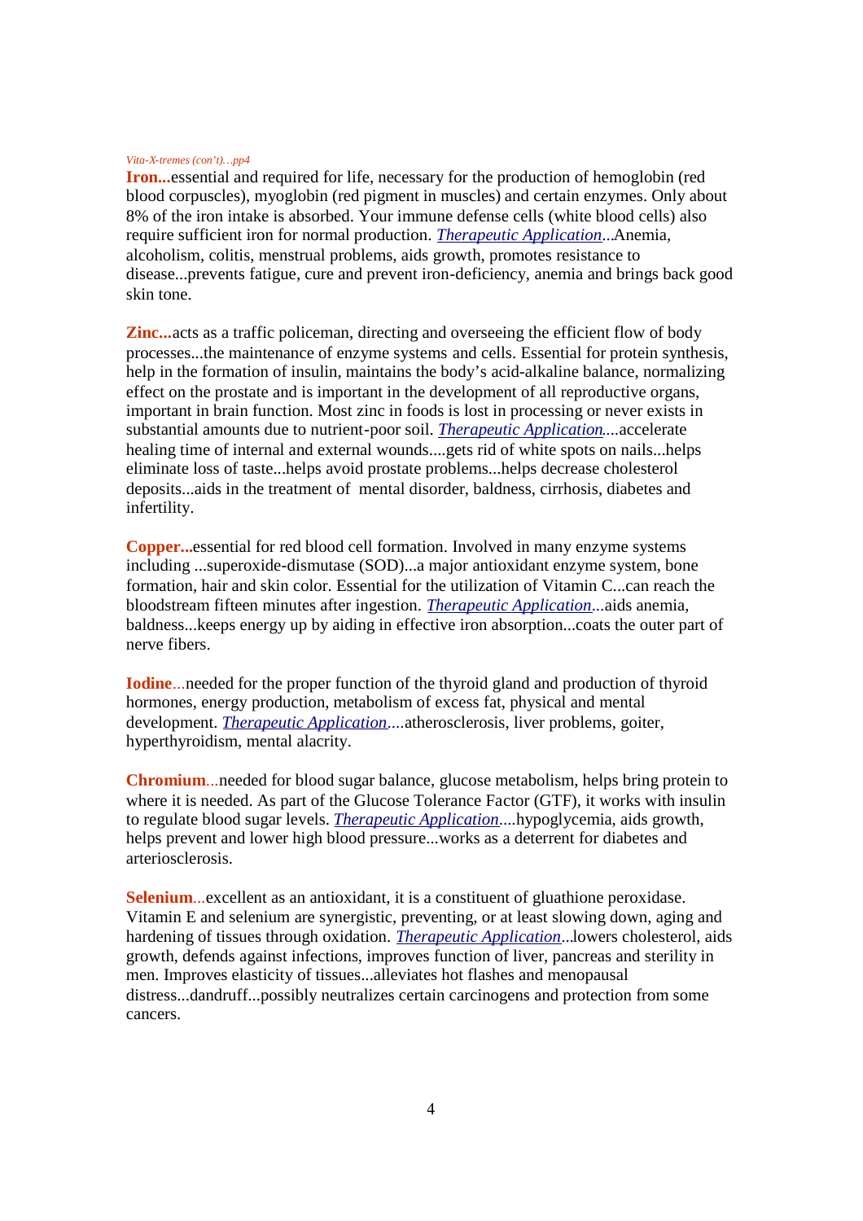*Vita-X-tremes (con't)…pp4*

**Iron...**essential and required for life, necessary for the production of hemoglobin (red blood corpuscles), myoglobin (red pigment in muscles) and certain enzymes. Only about 8% of the iron intake is absorbed. Your immune defense cells (white blood cells) also require sufficient iron for normal production. *Therapeutic Application*...Anemia, alcoholism, colitis, menstrual problems, aids growth, promotes resistance to disease...prevents fatigue, cure and prevent iron-deficiency, anemia and brings back good skin tone.

**Zinc...**acts as a traffic policeman, directing and overseeing the efficient flow of body processes...the maintenance of enzyme systems and cells. Essential for protein synthesis, help in the formation of insulin, maintains the body's acid-alkaline balance, normalizing effect on the prostate and is important in the development of all reproductive organs, important in brain function. Most zinc in foods is lost in processing or never exists in substantial amounts due to nutrient-poor soil. *Therapeutic Application*....accelerate healing time of internal and external wounds....gets rid of white spots on nails...helps eliminate loss of taste...helps avoid prostate problems...helps decrease cholesterol deposits...aids in the treatment of mental disorder, baldness, cirrhosis, diabetes and infertility.

**Copper...**essential for red blood cell formation. Involved in many enzyme systems including ...superoxide-dismutase (SOD)...a major antioxidant enzyme system, bone formation, hair and skin color. Essential for the utilization of Vitamin C...can reach the bloodstream fifteen minutes after ingestion. *Therapeutic Application*...aids anemia, baldness...keeps energy up by aiding in effective iron absorption...coats the outer part of nerve fibers.

**Iodine**...needed for the proper function of the thyroid gland and production of thyroid hormones, energy production, metabolism of excess fat, physical and mental development. *Therapeutic Application*....atherosclerosis, liver problems, goiter, hyperthyroidism, mental alacrity.

**Chromium**...needed for blood sugar balance, glucose metabolism, helps bring protein to where it is needed. As part of the Glucose Tolerance Factor (GTF), it works with insulin to regulate blood sugar levels. *Therapeutic Application*....hypoglycemia, aids growth, helps prevent and lower high blood pressure...works as a deterrent for diabetes and arteriosclerosis.

**Selenium**...excellent as an antioxidant, it is a constituent of gluathione peroxidase. Vitamin E and selenium are synergistic, preventing, or at least slowing down, aging and hardening of tissues through oxidation. *Therapeutic Application*...lowers cholesterol, aids growth, defends against infections, improves function of liver, pancreas and sterility in men. Improves elasticity of tissues...alleviates hot flashes and menopausal distress...dandruff...possibly neutralizes certain carcinogens and protection from some cancers.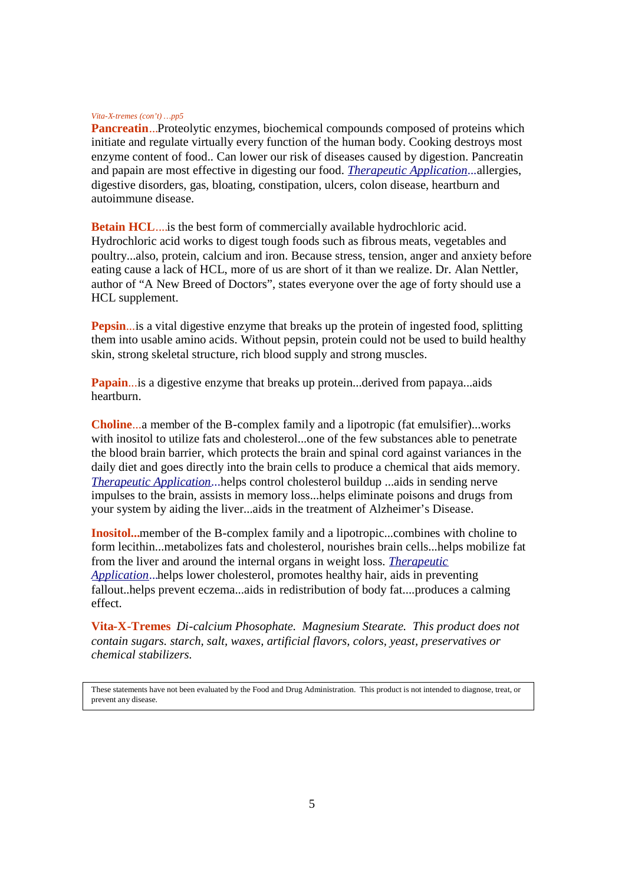*Vita-X-tremes (con't) …pp5*

**Pancreatin**...Proteolytic enzymes, biochemical compounds composed of proteins which initiate and regulate virtually every function of the human body. Cooking destroys most enzyme content of food.. Can lower our risk of diseases caused by digestion. Pancreatin and papain are most effective in digesting our food. *Therapeutic Application*...allergies, digestive disorders, gas, bloating, constipation, ulcers, colon disease, heartburn and autoimmune disease.

**Betain HCL**.....is the best form of commercially available hydrochloric acid. Hydrochloric acid works to digest tough foods such as fibrous meats, vegetables and poultry...also, protein, calcium and iron. Because stress, tension, anger and anxiety before eating cause a lack of HCL, more of us are short of it than we realize. Dr. Alan Nettler, author of "A New Breed of Doctors", states everyone over the age of forty should use a HCL supplement.

**Pepsin**...is a vital digestive enzyme that breaks up the protein of ingested food, splitting them into usable amino acids. Without pepsin, protein could not be used to build healthy skin, strong skeletal structure, rich blood supply and strong muscles.

**Papain**...is a digestive enzyme that breaks up protein...derived from papaya...aids heartburn.

**Choline**...a member of the B-complex family and a lipotropic (fat emulsifier)...works with inositol to utilize fats and cholesterol...one of the few substances able to penetrate the blood brain barrier, which protects the brain and spinal cord against variances in the daily diet and goes directly into the brain cells to produce a chemical that aids memory. *Therapeutic Application*...helps control cholesterol buildup ...aids in sending nerve impulses to the brain, assists in memory loss...helps eliminate poisons and drugs from your system by aiding the liver...aids in the treatment of Alzheimer's Disease.

**Inositol...**member of the B-complex family and a lipotropic...combines with choline to form lecithin...metabolizes fats and cholesterol, nourishes brain cells...helps mobilize fat from the liver and around the internal organs in weight loss. *Therapeutic Application*...helps lower cholesterol, promotes healthy hair, aids in preventing fallout..helps prevent eczema...aids in redistribution of body fat....produces a calming effect.

**Vita-X-Tremes** *Di-calcium Phosophate. Magnesium Stearate. This product does not contain sugars. starch, salt, waxes, artificial flavors, colors, yeast, preservatives or chemical stabilizers.*

These statements have not been evaluated by the Food and Drug Administration. This product is not intended to diagnose, treat, or prevent any disease.